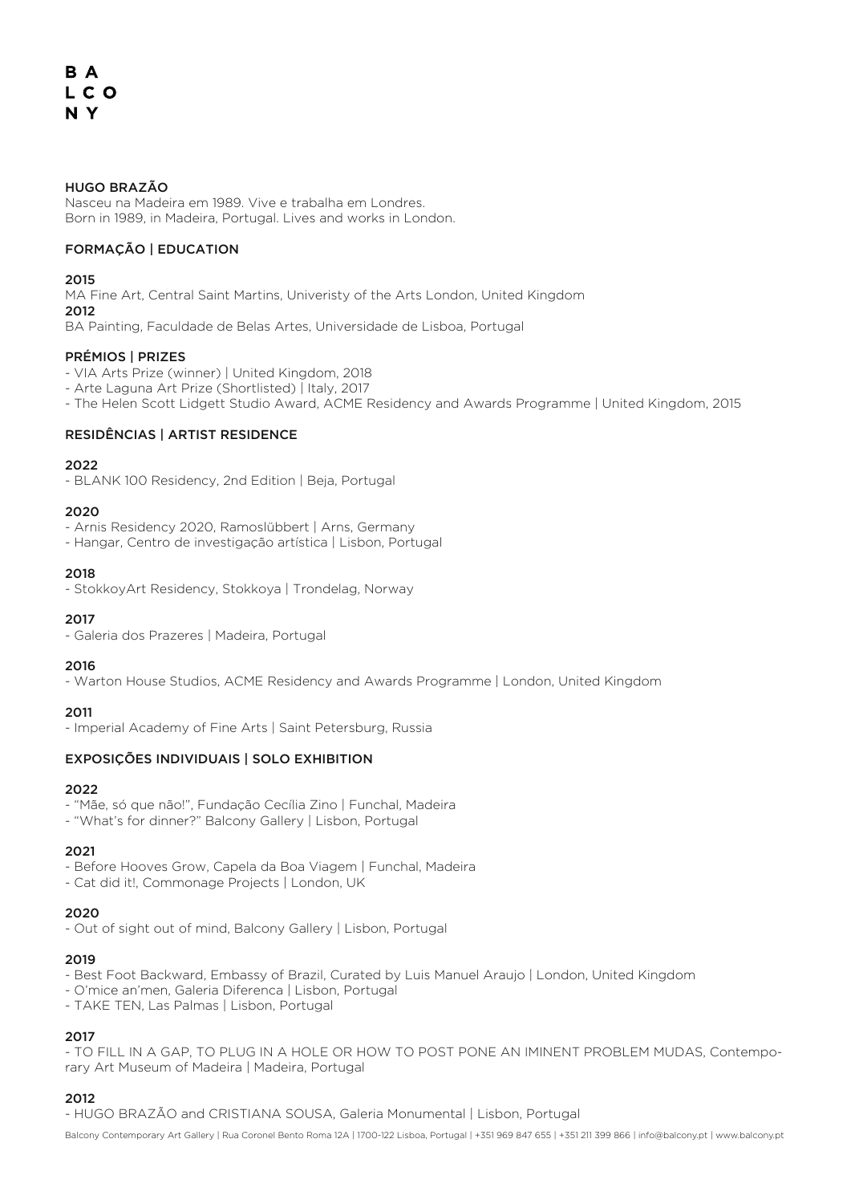B A
L C O
N Y

## HUGO BRAZÃO

Nasceu na Madeira em 1989. Vive e trabalha em Londres.
Born in 1989, in Madeira, Portugal. Lives and works in London.

### FORMAÇÃO | EDUCATION

**2015**
MA Fine Art, Central Saint Martins, Univeristy of the Arts London, United Kingdom
**2012**
BA Painting, Faculdade de Belas Artes, Universidade de Lisboa, Portugal

### PRÉMIOS | PRIZES

- VIA Arts Prize (winner) | United Kingdom, 2018
- Arte Laguna Art Prize (Shortlisted) | Italy, 2017
- The Helen Scott Lidgett Studio Award, ACME Residency and Awards Programme | United Kingdom, 2015

### RESIDÊNCIAS | ARTIST RESIDENCE

**2022**
- BLANK 100 Residency, 2nd Edition | Beja, Portugal

**2020**
- Arnis Residency 2020, Ramoslübbert | Arns, Germany
- Hangar, Centro de investigação artística | Lisbon, Portugal

**2018**
- StokkoyArt Residency, Stokkoya | Trondelag, Norway

**2017**
- Galeria dos Prazeres | Madeira, Portugal

**2016**
- Warton House Studios, ACME Residency and Awards Programme | London, United Kingdom

**2011**
- Imperial Academy of Fine Arts | Saint Petersburg, Russia

### EXPOSIÇÕES INDIVIDUAIS | SOLO EXHIBITION

**2022**
- "Mãe, só que não!", Fundação Cecília Zino | Funchal, Madeira
- "What's for dinner?" Balcony Gallery | Lisbon, Portugal

**2021**
- Before Hooves Grow, Capela da Boa Viagem | Funchal, Madeira
- Cat did it!, Commonage Projects | London, UK

**2020**
- Out of sight out of mind, Balcony Gallery | Lisbon, Portugal

**2019**
- Best Foot Backward, Embassy of Brazil, Curated by Luis Manuel Araujo | London, United Kingdom
- O'mice an'men, Galeria Diferenca | Lisbon, Portugal
- TAKE TEN, Las Palmas | Lisbon, Portugal

**2017**
- TO FILL IN A GAP, TO PLUG IN A HOLE OR HOW TO POST PONE AN IMINENT PROBLEM MUDAS, Contemporary Art Museum of Madeira | Madeira, Portugal

**2012**
- HUGO BRAZÃO and CRISTIANA SOUSA, Galeria Monumental | Lisbon, Portugal

Balcony Contemporary Art Gallery | Rua Coronel Bento Roma 12A | 1700-122 Lisboa, Portugal | +351 969 847 655 | +351 211 399 866 | info@balcony.pt | www.balcony.pt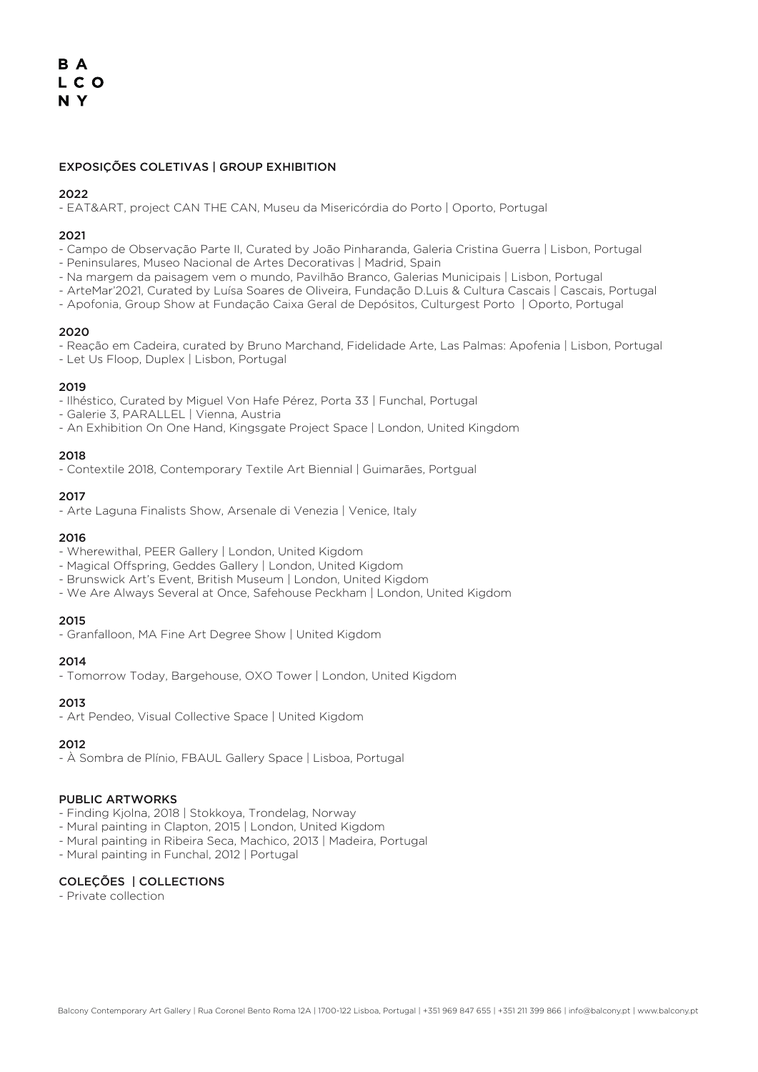BA
LCO
NY

## EXPOSIÇÕES COLETIVAS | GROUP EXHIBITION

### 2022
- EAT&ART, project CAN THE CAN, Museu da Misericórdia do Porto | Oporto, Portugal

### 2021
- Campo de Observação Parte II, Curated by João Pinharanda, Galeria Cristina Guerra | Lisbon, Portugal
- Peninsulares, Museo Nacional de Artes Decorativas | Madrid, Spain
- Na margem da paisagem vem o mundo, Pavilhão Branco, Galerias Municipais | Lisbon, Portugal
- ArteMar'2021, Curated by Luísa Soares de Oliveira, Fundação D.Luis & Cultura Cascais | Cascais, Portugal
- Apofonia, Group Show at Fundação Caixa Geral de Depósitos, Culturgest Porto | Oporto, Portugal

### 2020
- Reação em Cadeira, curated by Bruno Marchand, Fidelidade Arte, Las Palmas: Apofenia | Lisbon, Portugal
- Let Us Floop, Duplex | Lisbon, Portugal

### 2019
- Ilhéstico, Curated by Miguel Von Hafe Pérez, Porta 33 | Funchal, Portugal
- Galerie 3, PARALLEL | Vienna, Austria
- An Exhibition On One Hand, Kingsgate Project Space | London, United Kingdom

### 2018
- Contextile 2018, Contemporary Textile Art Biennial | Guimarães, Portgual

### 2017
- Arte Laguna Finalists Show, Arsenale di Venezia | Venice, Italy

### 2016
- Wherewithal, PEER Gallery | London, United Kigdom
- Magical Offspring, Geddes Gallery | London, United Kigdom
- Brunswick Art's Event, British Museum | London, United Kigdom
- We Are Always Several at Once, Safehouse Peckham | London, United Kigdom

### 2015
- Granfalloon, MA Fine Art Degree Show | United Kigdom

### 2014
- Tomorrow Today, Bargehouse, OXO Tower | London, United Kigdom

### 2013
- Art Pendeo, Visual Collective Space | United Kigdom

### 2012
- À Sombra de Plínio, FBAUL Gallery Space | Lisboa, Portugal

## PUBLIC ARTWORKS
- Finding Kjolna, 2018 | Stokkoya, Trondelag, Norway
- Mural painting in Clapton, 2015 | London, United Kigdom
- Mural painting in Ribeira Seca, Machico, 2013 | Madeira, Portugal
- Mural painting in Funchal, 2012 | Portugal

## COLEÇÕES | COLLECTIONS
- Private collection